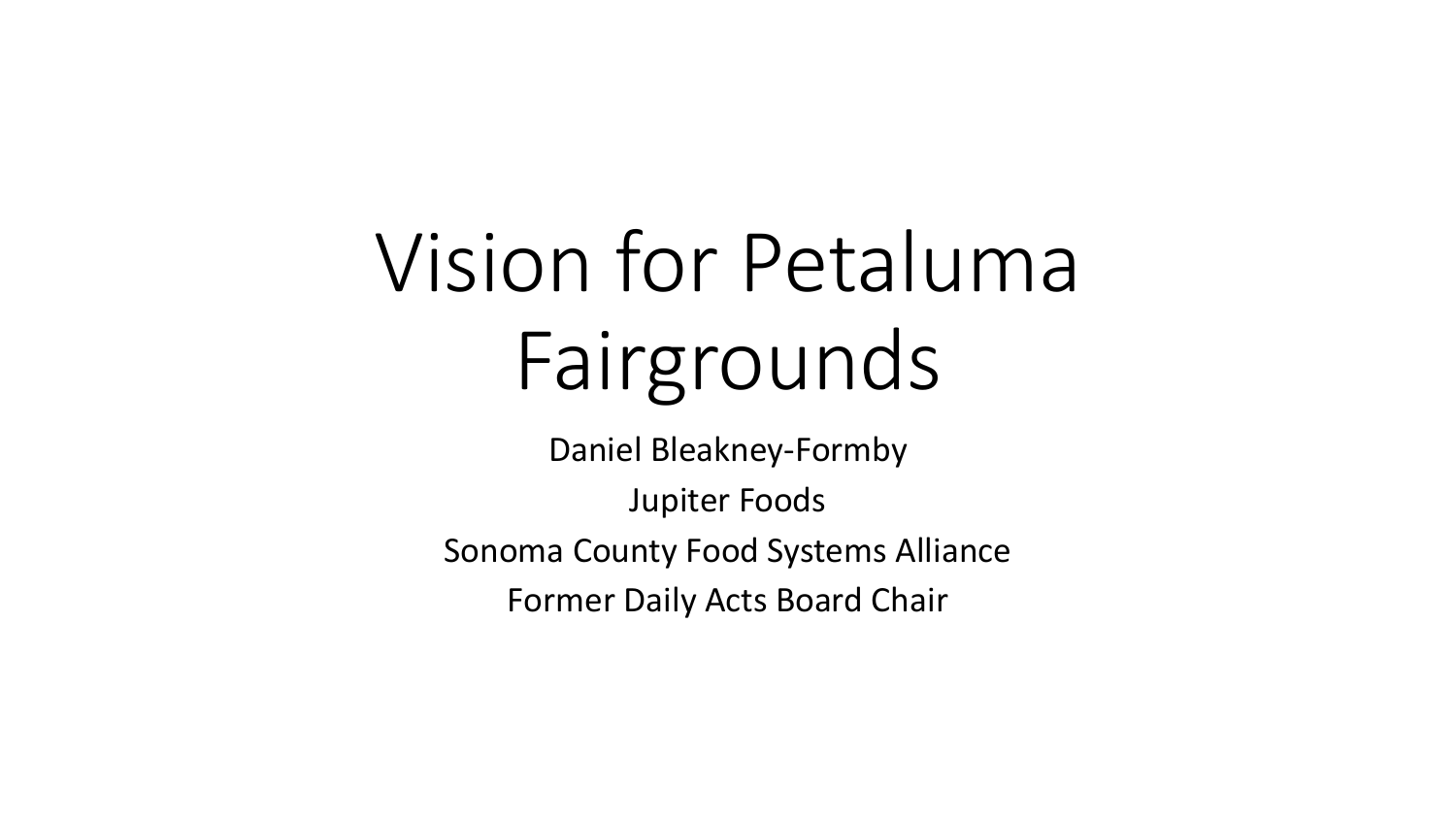# Vision for Petaluma Fairgrounds

Daniel Bleakney-Formby

Jupiter Foods

Sonoma County Food Systems Alliance

Former Daily Acts Board Chair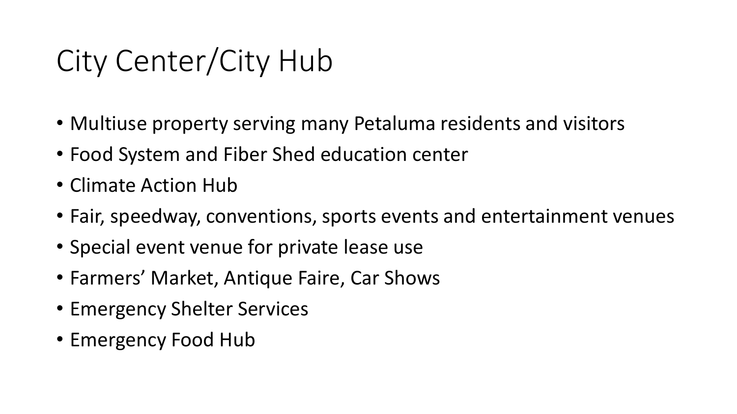# City Center/City Hub

- Multiuse property serving many Petaluma residents and visitors
- Food System and Fiber Shed education center
- Climate Action Hub
- Fair, speedway, conventions, sports events and entertainment venues
- Special event venue for private lease use
- Farmers' Market, Antique Faire, Car Shows
- Emergency Shelter Services
- Emergency Food Hub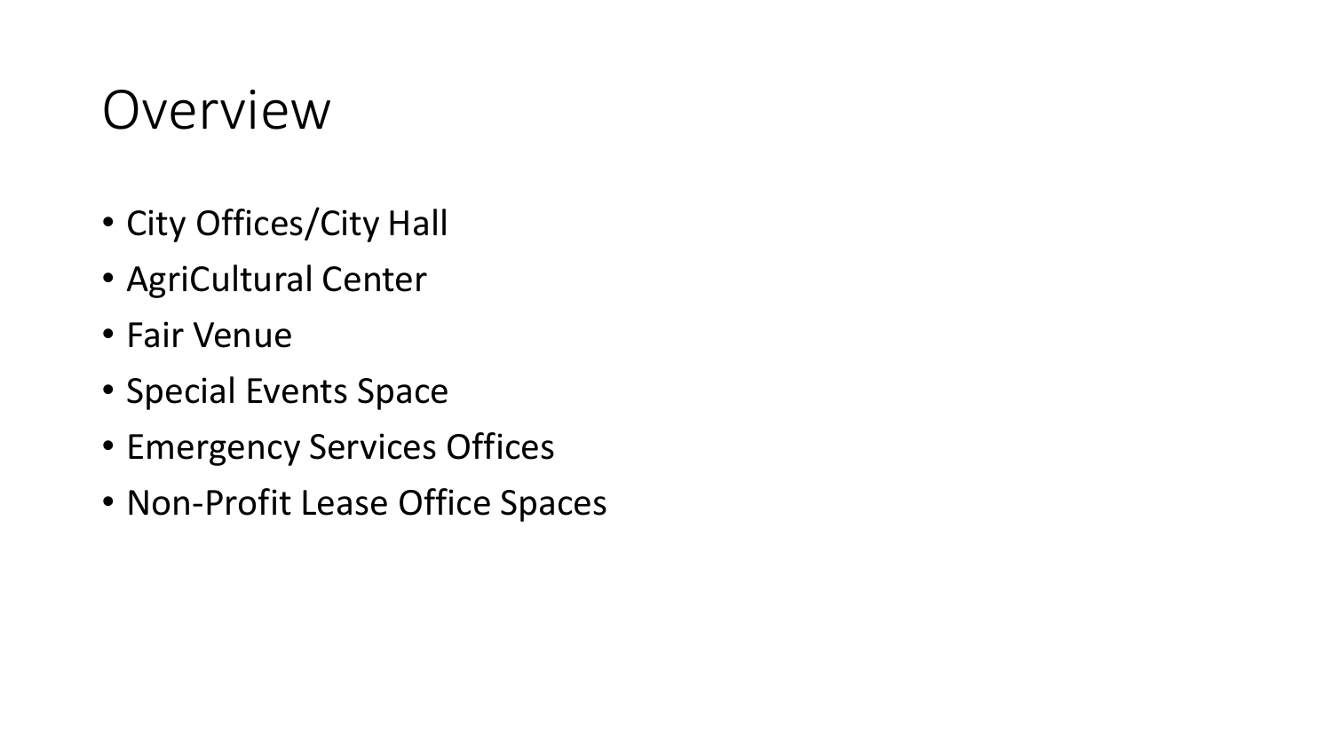# Overview

- City Offices/City Hall
- AgriCultural Center
- Fair Venue
- Special Events Space
- Emergency Services Offices
- Non-Profit Lease Office Spaces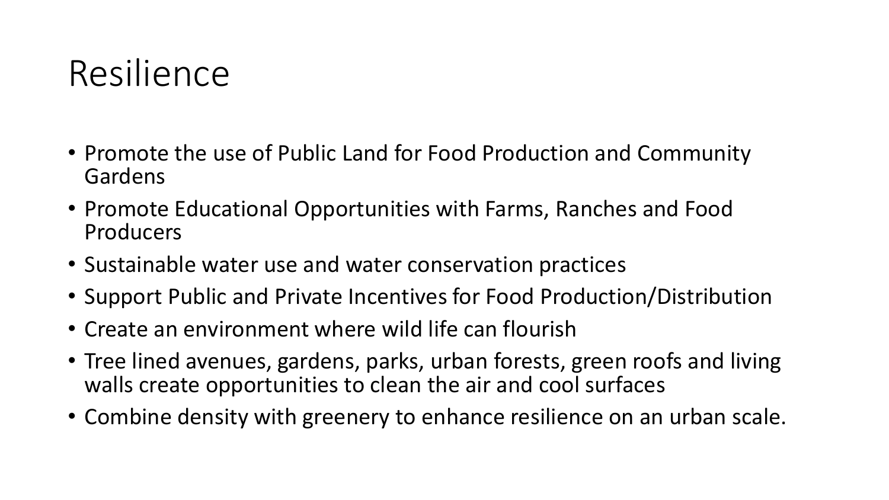# Resilience

- Promote the use of Public Land for Food Production and Community Gardens
- Promote Educational Opportunities with Farms, Ranches and Food Producers
- Sustainable water use and water conservation practices
- Support Public and Private Incentives for Food Production/Distribution
- Create an environment where wild life can flourish
- Tree lined avenues, gardens, parks, urban forests, green roofs and living walls create opportunities to clean the air and cool surfaces
- Combine density with greenery to enhance resilience on an urban scale.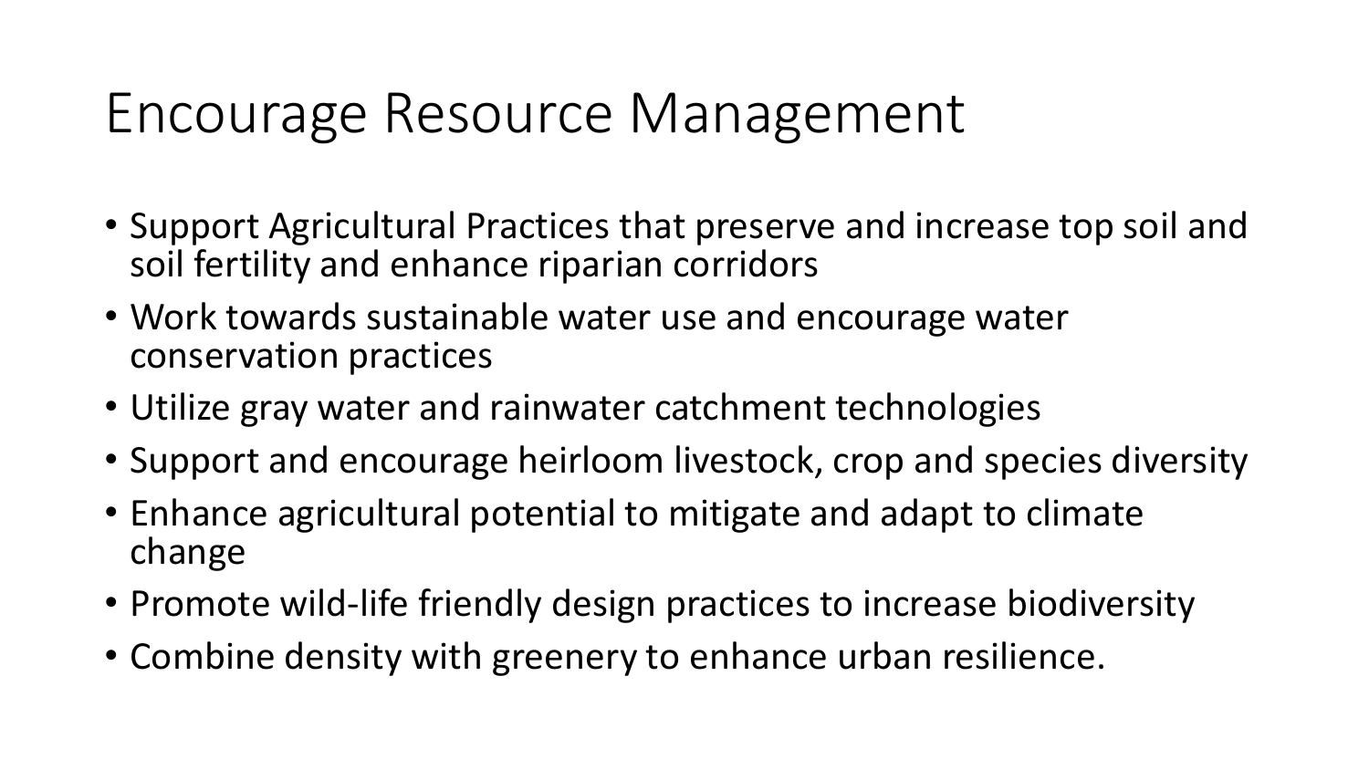# Encourage Resource Management

- Support Agricultural Practices that preserve and increase top soil and soil fertility and enhance riparian corridors
- Work towards sustainable water use and encourage water conservation practices
- Utilize gray water and rainwater catchment technologies
- Support and encourage heirloom livestock, crop and species diversity
- Enhance agricultural potential to mitigate and adapt to climate change
- Promote wild-life friendly design practices to increase biodiversity
- Combine density with greenery to enhance urban resilience.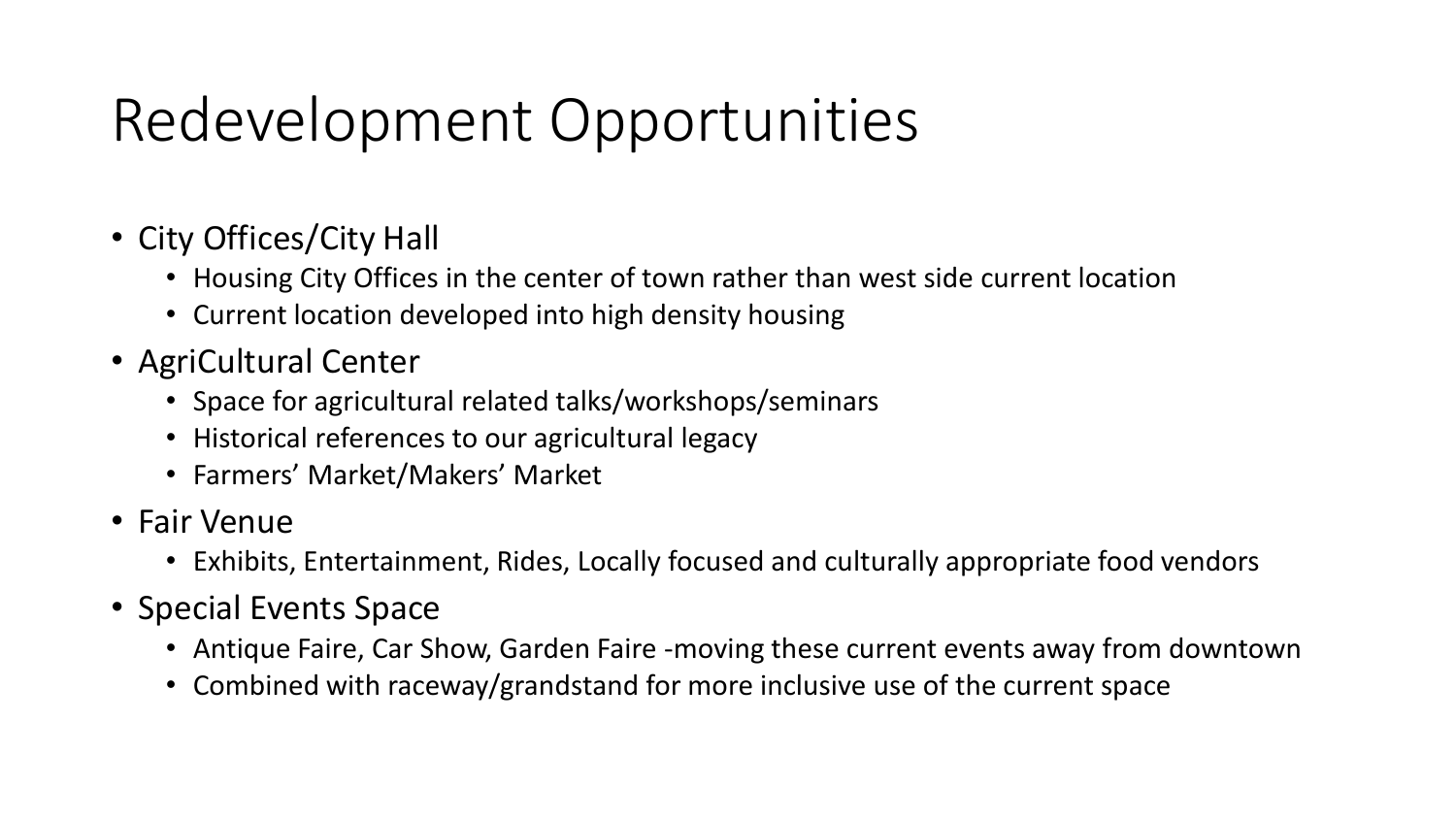# Redevelopment Opportunities

- City Offices/City Hall
  - Housing City Offices in the center of town rather than west side current location
  - Current location developed into high density housing
- AgriCultural Center
  - Space for agricultural related talks/workshops/seminars
  - Historical references to our agricultural legacy
  - Farmers' Market/Makers' Market
- Fair Venue
  - Exhibits, Entertainment, Rides, Locally focused and culturally appropriate food vendors
- Special Events Space
  - Antique Faire, Car Show, Garden Faire -moving these current events away from downtown
  - Combined with raceway/grandstand for more inclusive use of the current space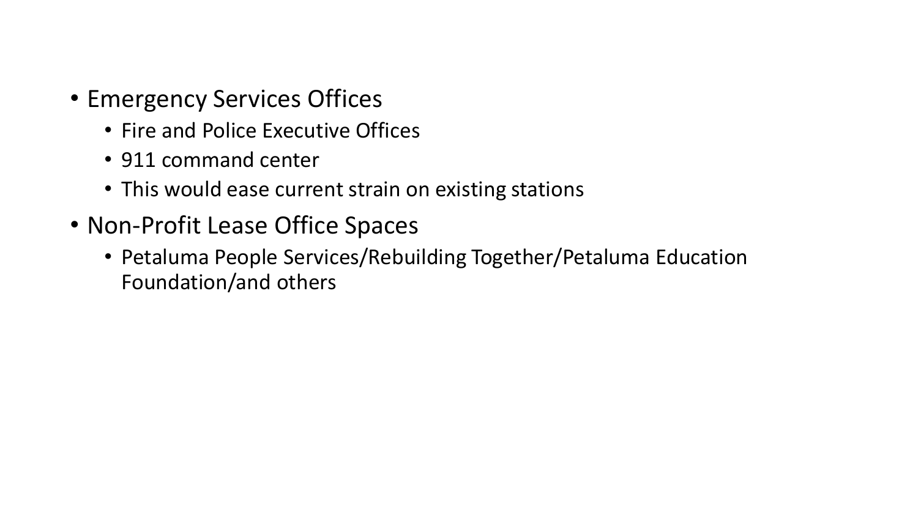- Emergency Services Offices
  - Fire and Police Executive Offices
  - 911 command center
  - This would ease current strain on existing stations
- Non-Profit Lease Office Spaces
  - Petaluma People Services/Rebuilding Together/Petaluma Education Foundation/and others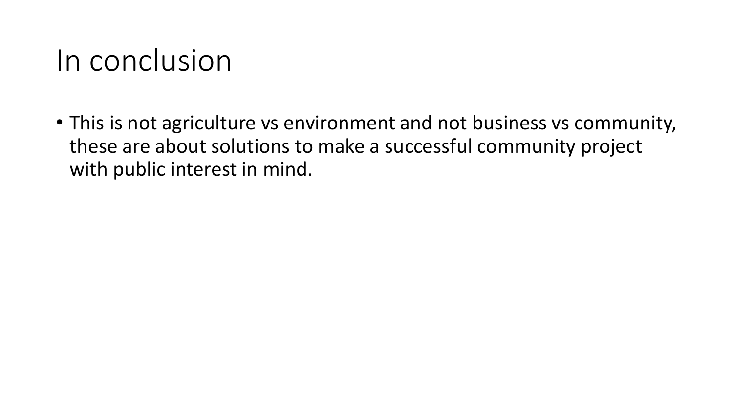# In conclusion

- This is not agriculture vs environment and not business vs community, these are about solutions to make a successful community project with public interest in mind.